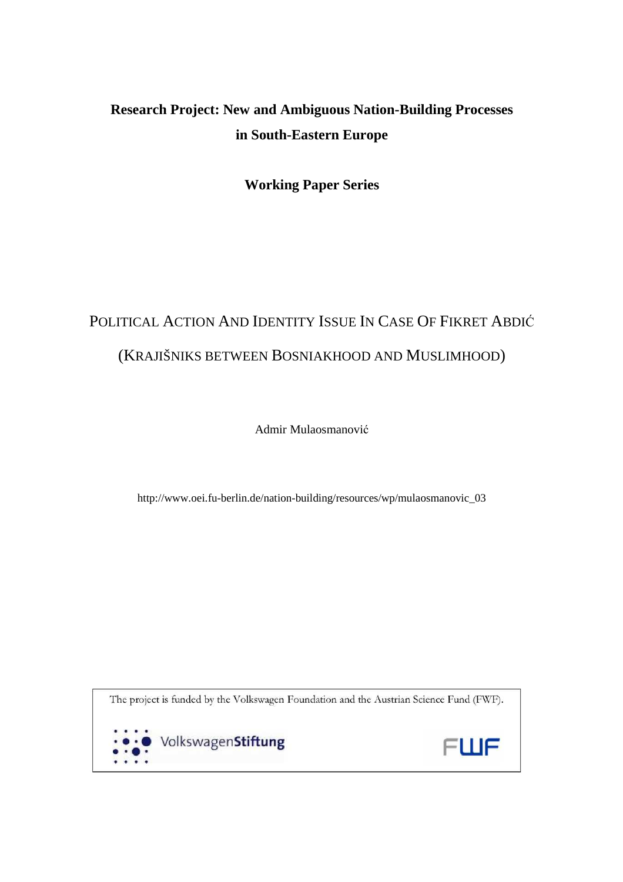**Research Project: New and Ambiguous Nation-Building Processes in South-Eastern Europe**

**Working Paper Series**

# POLITICAL ACTION AND IDENTITY ISSUE IN CASE OF FIKRET ABDIĆ

## (KRAJIŠNIKS BETWEEN BOSNIAKHOOD AND MUSLIMHOOD)

Admir Mulaosmanović

http://www.oei.fu-berlin.de/nation-building/resources/wp/mulaosmanovic_03

The project is funded by the Volkswagen Foundation and the Austrian Science Fund (FWF).

VolkswagenStiftung

FWF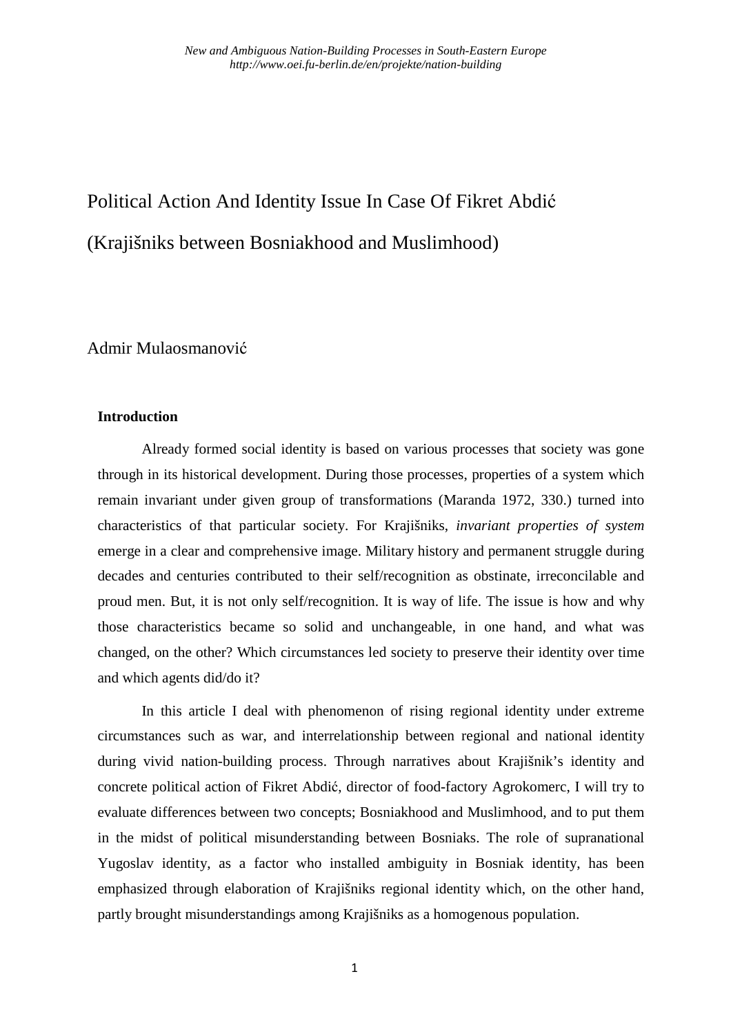# Political Action And Identity Issue In Case Of Fikret Abdić

# (Krajišniks between Bosniakhood and Muslimhood)

Admir Mulaosmanović

**Introduction**

Already formed social identity is based on various processes that society was gone through in its historical development. During those processes, properties of a system which remain invariant under given group of transformations (Maranda 1972, 330.) turned into characteristics of that particular society. For Krajišniks, *invariant properties of system* emerge in a clear and comprehensive image. Military history and permanent struggle during decades and centuries contributed to their self/recognition as obstinate, irreconcilable and proud men. But, it is not only self/recognition. It is way of life. The issue is how and why those characteristics became so solid and unchangeable, in one hand, and what was changed, on the other? Which circumstances led society to preserve their identity over time and which agents did/do it?

In this article I deal with phenomenon of rising regional identity under extreme circumstances such as war, and interrelationship between regional and national identity during vivid nation-building process. Through narratives about Krajišnik's identity and concrete political action of Fikret Abdić, director of food-factory Agrokomerc, I will try to evaluate differences between two concepts; Bosniakhood and Muslimhood, and to put them in the midst of political misunderstanding between Bosniaks. The role of supranational Yugoslav identity, as a factor who installed ambiguity in Bosniak identity, has been emphasized through elaboration of Krajišniks regional identity which, on the other hand, partly brought misunderstandings among Krajišniks as a homogenous population.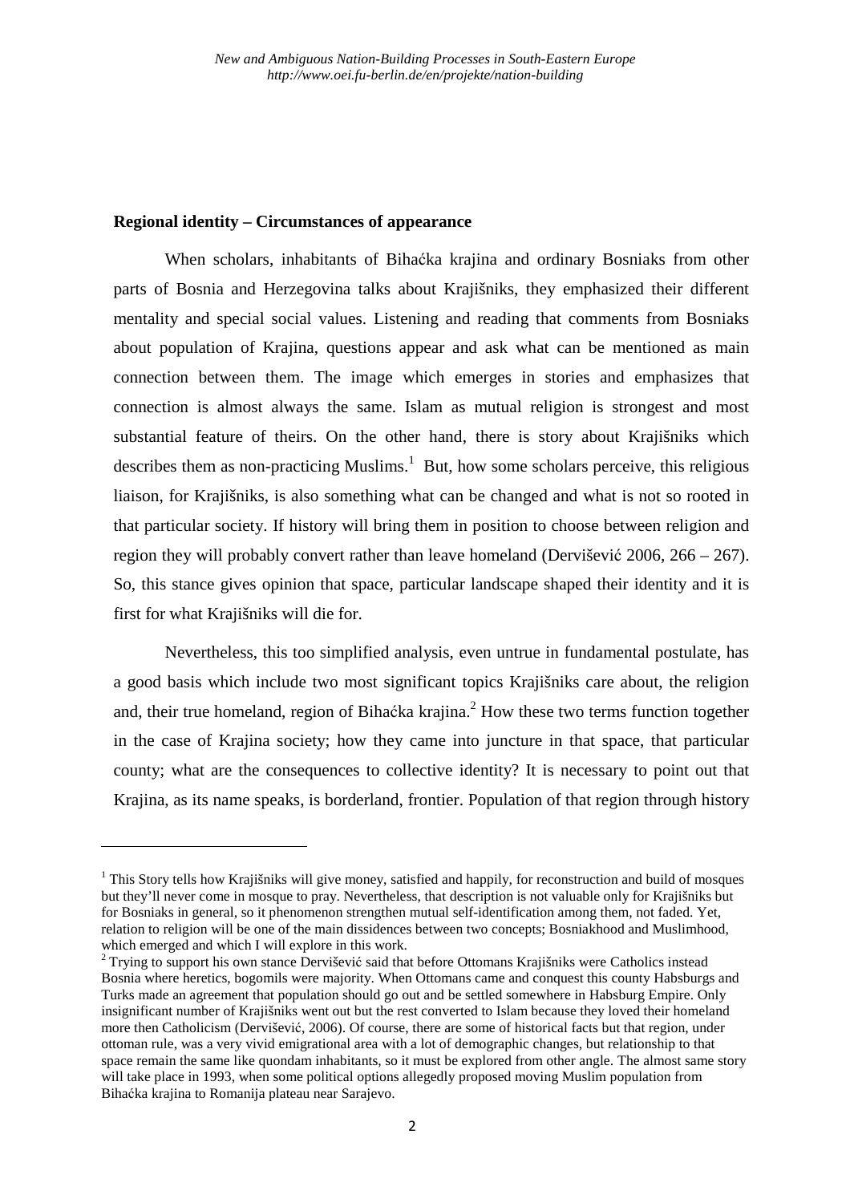## Regional identity – Circumstances of appearance

When scholars, inhabitants of Bihaćka krajina and ordinary Bosniaks from other parts of Bosnia and Herzegovina talks about Krajišniks, they emphasized their different mentality and special social values. Listening and reading that comments from Bosniaks about population of Krajina, questions appear and ask what can be mentioned as main connection between them. The image which emerges in stories and emphasizes that connection is almost always the same. Islam as mutual religion is strongest and most substantial feature of theirs. On the other hand, there is story about Krajišniks which describes them as non-practicing Muslims.[1] But, how some scholars perceive, this religious liaison, for Krajišniks, is also something what can be changed and what is not so rooted in that particular society. If history will bring them in position to choose between religion and region they will probably convert rather than leave homeland (Dervišević 2006, 266 – 267). So, this stance gives opinion that space, particular landscape shaped their identity and it is first for what Krajišniks will die for.

Nevertheless, this too simplified analysis, even untrue in fundamental postulate, has a good basis which include two most significant topics Krajišniks care about, the religion and, their true homeland, region of Bihaćka krajina.[2] How these two terms function together in the case of Krajina society; how they came into juncture in that space, that particular county; what are the consequences to collective identity? It is necessary to point out that Krajina, as its name speaks, is borderland, frontier. Population of that region through history

---

[1] This Story tells how Krajišniks will give money, satisfied and happily, for reconstruction and build of mosques but they'll never come in mosque to pray. Nevertheless, that description is not valuable only for Krajišniks but for Bosniaks in general, so it phenomenon strengthen mutual self-identification among them, not faded. Yet, relation to religion will be one of the main dissidences between two concepts; Bosniakhood and Muslimhood, which emerged and which I will explore in this work.

[2] Trying to support his own stance Dervišević said that before Ottomans Krajišniks were Catholics instead Bosnia where heretics, bogomils were majority. When Ottomans came and conquest this county Habsburgs and Turks made an agreement that population should go out and be settled somewhere in Habsburg Empire. Only insignificant number of Krajišniks went out but the rest converted to Islam because they loved their homeland more then Catholicism (Dervišević, 2006). Of course, there are some of historical facts but that region, under ottoman rule, was a very vivid emigrational area with a lot of demographic changes, but relationship to that space remain the same like quondam inhabitants, so it must be explored from other angle. The almost same story will take place in 1993, when some political options allegedly proposed moving Muslim population from Bihaćka krajina to Romanija plateau near Sarajevo.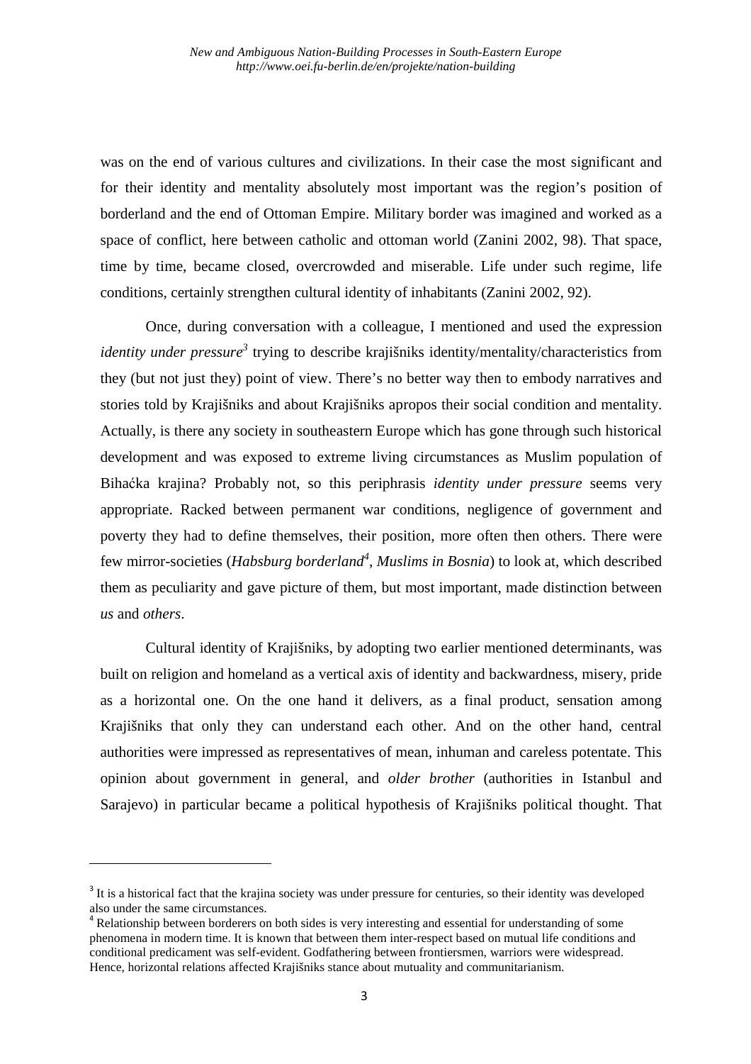was on the end of various cultures and civilizations. In their case the most significant and for their identity and mentality absolutely most important was the region's position of borderland and the end of Ottoman Empire. Military border was imagined and worked as a space of conflict, here between catholic and ottoman world (Zanini 2002, 98). That space, time by time, became closed, overcrowded and miserable. Life under such regime, life conditions, certainly strengthen cultural identity of inhabitants (Zanini 2002, 92).

Once, during conversation with a colleague, I mentioned and used the expression *identity under pressure*[3] trying to describe krajišniks identity/mentality/characteristics from they (but not just they) point of view. There's no better way then to embody narratives and stories told by Krajišniks and about Krajišniks apropos their social condition and mentality. Actually, is there any society in southeastern Europe which has gone through such historical development and was exposed to extreme living circumstances as Muslim population of Bihaćka krajina? Probably not, so this periphrasis *identity under pressure* seems very appropriate. Racked between permanent war conditions, negligence of government and poverty they had to define themselves, their position, more often then others. There were few mirror-societies (*Habsburg borderland*[4], *Muslims in Bosnia*) to look at, which described them as peculiarity and gave picture of them, but most important, made distinction between *us* and *others*.

Cultural identity of Krajišniks, by adopting two earlier mentioned determinants, was built on religion and homeland as a vertical axis of identity and backwardness, misery, pride as a horizontal one. On the one hand it delivers, as a final product, sensation among Krajišniks that only they can understand each other. And on the other hand, central authorities were impressed as representatives of mean, inhuman and careless potentate. This opinion about government in general, and *older brother* (authorities in Istanbul and Sarajevo) in particular became a political hypothesis of Krajišniks political thought. That

---

[3] It is a historical fact that the krajina society was under pressure for centuries, so their identity was developed also under the same circumstances.

[4] Relationship between borderers on both sides is very interesting and essential for understanding of some phenomena in modern time. It is known that between them inter-respect based on mutual life conditions and conditional predicament was self-evident. Godfathering between frontiersmen, warriors were widespread. Hence, horizontal relations affected Krajišniks stance about mutuality and communitarianism.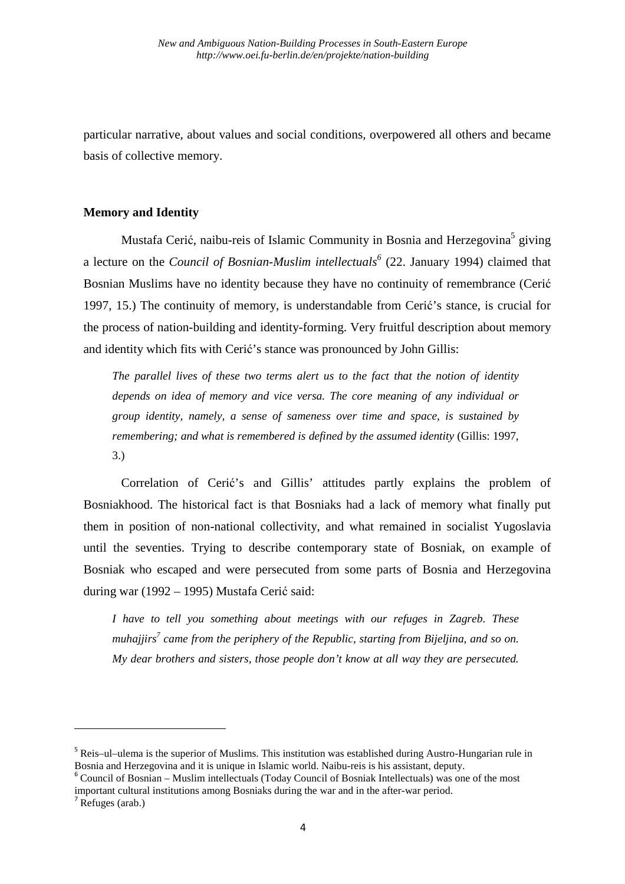particular narrative, about values and social conditions, overpowered all others and became basis of collective memory.

### Memory and Identity

Mustafa Cerić, naibu-reis of Islamic Community in Bosnia and Herzegovina[5] giving a lecture on the *Council of Bosnian-Muslim intellectuals*[6] (22. January 1994) claimed that Bosnian Muslims have no identity because they have no continuity of remembrance (Cerić 1997, 15.) The continuity of memory, is understandable from Cerić's stance, is crucial for the process of nation-building and identity-forming. Very fruitful description about memory and identity which fits with Cerić's stance was pronounced by John Gillis:

> *The parallel lives of these two terms alert us to the fact that the notion of identity depends on idea of memory and vice versa. The core meaning of any individual or group identity, namely, a sense of sameness over time and space, is sustained by remembering; and what is remembered is defined by the assumed identity* (Gillis: 1997, 3.)

Correlation of Cerić's and Gillis' attitudes partly explains the problem of Bosniakhood. The historical fact is that Bosniaks had a lack of memory what finally put them in position of non-national collectivity, and what remained in socialist Yugoslavia until the seventies. Trying to describe contemporary state of Bosniak, on example of Bosniak who escaped and were persecuted from some parts of Bosnia and Herzegovina during war (1992 – 1995) Mustafa Cerić said:

> *I have to tell you something about meetings with our refuges in Zagreb. These muhajjirs*[7] *came from the periphery of the Republic, starting from Bijeljina, and so on. My dear brothers and sisters, those people don't know at all way they are persecuted.*

---

[5] Reis–ul–ulema is the superior of Muslims. This institution was established during Austro-Hungarian rule in Bosnia and Herzegovina and it is unique in Islamic world. Naibu-reis is his assistant, deputy.

[6] Council of Bosnian – Muslim intellectuals (Today Council of Bosniak Intellectuals) was one of the most important cultural institutions among Bosniaks during the war and in the after-war period.

[7] Refuges (arab.)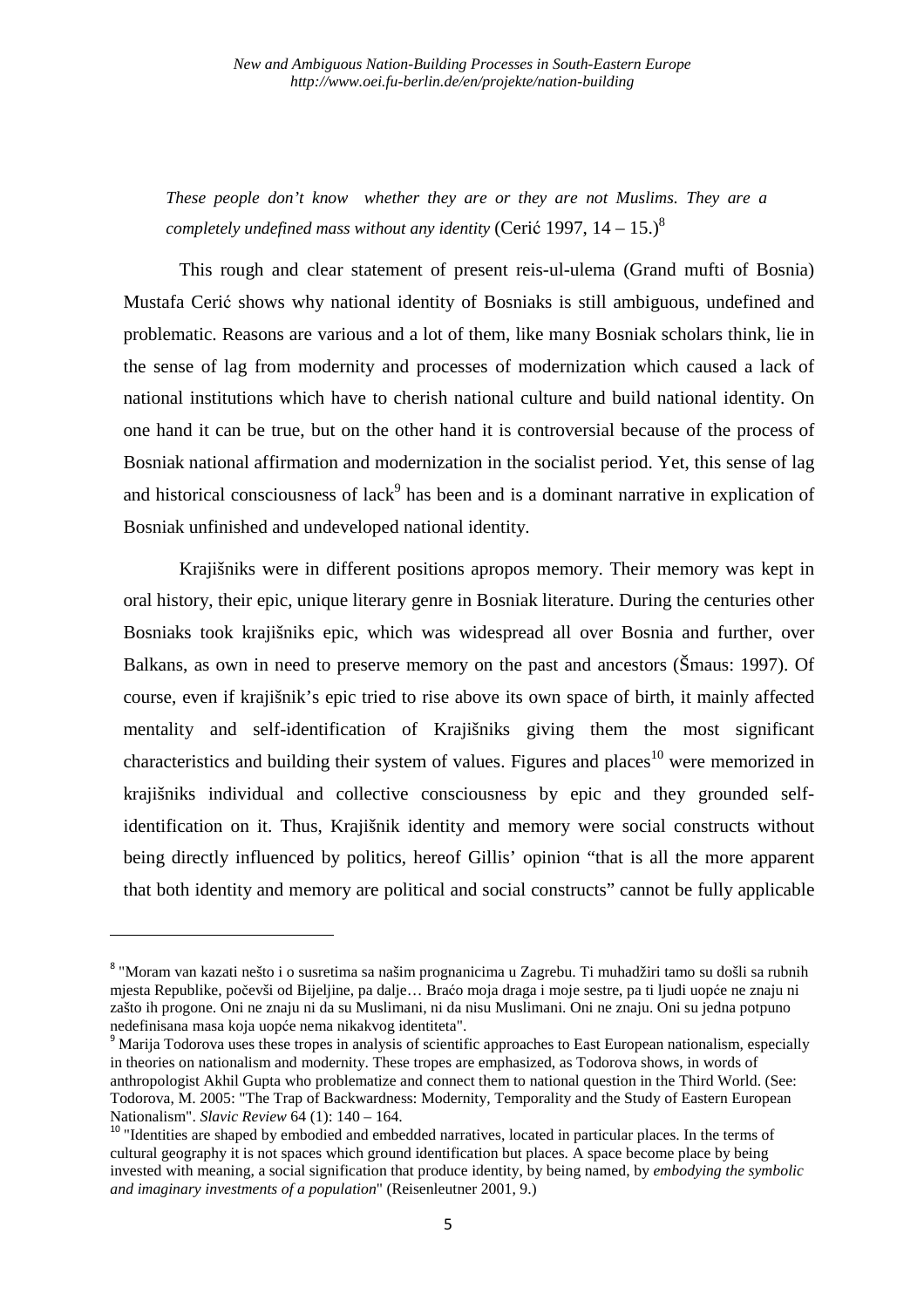*These people don't know whether they are or they are not Muslims. They are a completely undefined mass without any identity* (Cerić 1997, 14 – 15.)[8]

This rough and clear statement of present reis-ul-ulema (Grand mufti of Bosnia) Mustafa Cerić shows why national identity of Bosniaks is still ambiguous, undefined and problematic. Reasons are various and a lot of them, like many Bosniak scholars think, lie in the sense of lag from modernity and processes of modernization which caused a lack of national institutions which have to cherish national culture and build national identity. On one hand it can be true, but on the other hand it is controversial because of the process of Bosniak national affirmation and modernization in the socialist period. Yet, this sense of lag and historical consciousness of lack[9] has been and is a dominant narrative in explication of Bosniak unfinished and undeveloped national identity.

Krajišniks were in different positions apropos memory. Their memory was kept in oral history, their epic, unique literary genre in Bosniak literature. During the centuries other Bosniaks took krajišniks epic, which was widespread all over Bosnia and further, over Balkans, as own in need to preserve memory on the past and ancestors (Šmaus: 1997). Of course, even if krajišnik's epic tried to rise above its own space of birth, it mainly affected mentality and self-identification of Krajišniks giving them the most significant characteristics and building their system of values. Figures and places[10] were memorized in krajišniks individual and collective consciousness by epic and they grounded self-identification on it. Thus, Krajišnik identity and memory were social constructs without being directly influenced by politics, hereof Gillis' opinion "that is all the more apparent that both identity and memory are political and social constructs" cannot be fully applicable

---

[8] "Moram van kazati nešto i o susretima sa našim prognanicima u Zagrebu. Ti muhadžiri tamo su došli sa rubnih mjesta Republike, počevši od Bijeljine, pa dalje… Braćo moja draga i moje sestre, pa ti ljudi uopće ne znaju ni zašto ih progone. Oni ne znaju ni da su Muslimani, ni da nisu Muslimani. Oni ne znaju. Oni su jedna potpuno nedefinisana masa koja uopće nema nikakvog identiteta".

[9] Marija Todorova uses these tropes in analysis of scientific approaches to East European nationalism, especially in theories on nationalism and modernity. These tropes are emphasized, as Todorova shows, in words of anthropologist Akhil Gupta who problematize and connect them to national question in the Third World. (See: Todorova, M. 2005: "The Trap of Backwardness: Modernity, Temporality and the Study of Eastern European Nationalism". *Slavic Review* 64 (1): 140 – 164.

[10] "Identities are shaped by embodied and embedded narratives, located in particular places. In the terms of cultural geography it is not spaces which ground identification but places. A space become place by being invested with meaning, a social signification that produce identity, by being named, by *embodying the symbolic and imaginary investments of a population*" (Reisenleutner 2001, 9.)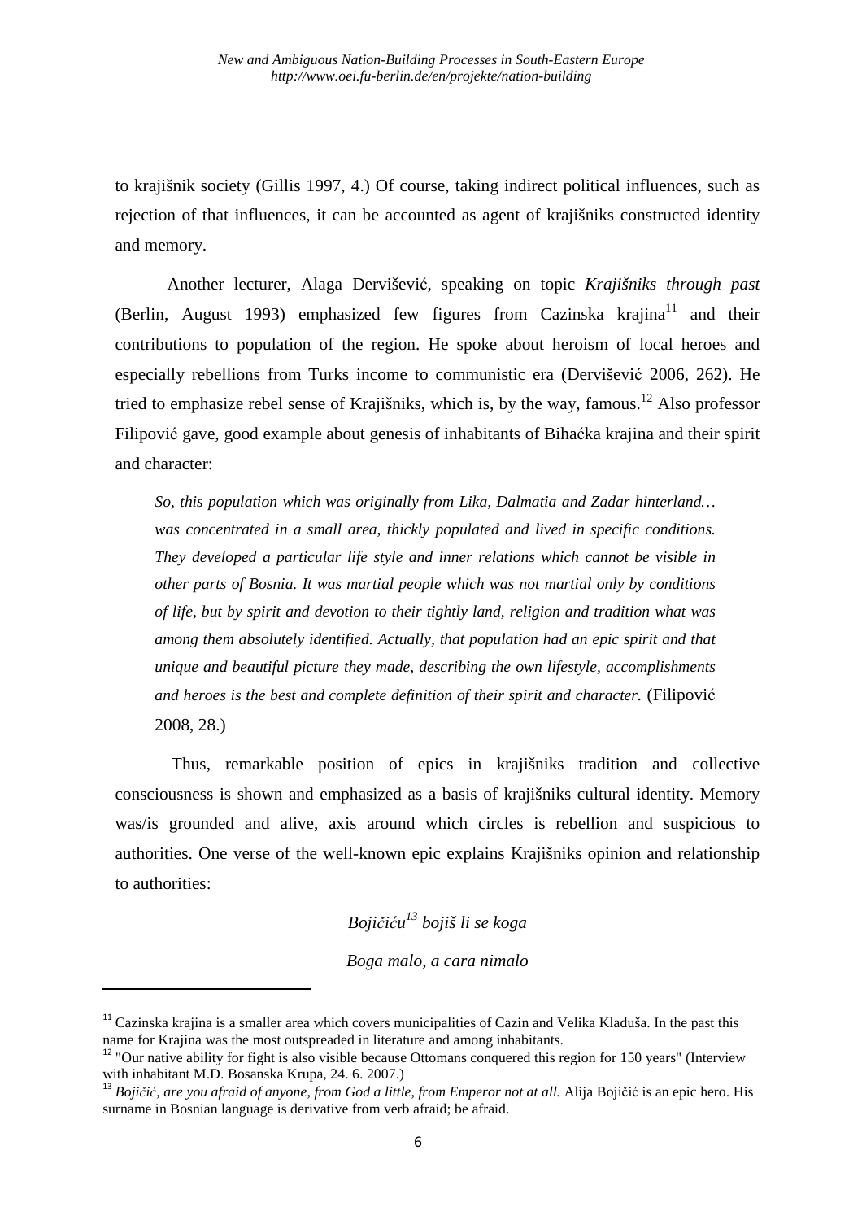to krajišnik society (Gillis 1997, 4.) Of course, taking indirect political influences, such as rejection of that influences, it can be accounted as agent of krajišniks constructed identity and memory.

Another lecturer, Alaga Dervišević, speaking on topic *Krajišniks through past* (Berlin, August 1993) emphasized few figures from Cazinska krajina[11] and their contributions to population of the region. He spoke about heroism of local heroes and especially rebellions from Turks income to communistic era (Dervišević 2006, 262). He tried to emphasize rebel sense of Krajišniks, which is, by the way, famous.[12] Also professor Filipović gave, good example about genesis of inhabitants of Bihaćka krajina and their spirit and character:

> *So, this population which was originally from Lika, Dalmatia and Zadar hinterland… was concentrated in a small area, thickly populated and lived in specific conditions. They developed a particular life style and inner relations which cannot be visible in other parts of Bosnia. It was martial people which was not martial only by conditions of life, but by spirit and devotion to their tightly land, religion and tradition what was among them absolutely identified. Actually, that population had an epic spirit and that unique and beautiful picture they made, describing the own lifestyle, accomplishments and heroes is the best and complete definition of their spirit and character.* (Filipović 2008, 28.)

Thus, remarkable position of epics in krajišniks tradition and collective consciousness is shown and emphasized as a basis of krajišniks cultural identity. Memory was/is grounded and alive, axis around which circles is rebellion and suspicious to authorities. One verse of the well-known epic explains Krajišniks opinion and relationship to authorities:

*Bojičiću[13] bojiš li se koga*

*Boga malo, a cara nimalo*

---

[11] Cazinska krajina is a smaller area which covers municipalities of Cazin and Velika Kladuša. In the past this name for Krajina was the most outspreaded in literature and among inhabitants.

[12] "Our native ability for fight is also visible because Ottomans conquered this region for 150 years" (Interview with inhabitant M.D. Bosanska Krupa, 24. 6. 2007.)

[13] *Bojičić, are you afraid of anyone, from God a little, from Emperor not at all.* Alija Bojičić is an epic hero. His surname in Bosnian language is derivative from verb afraid; be afraid.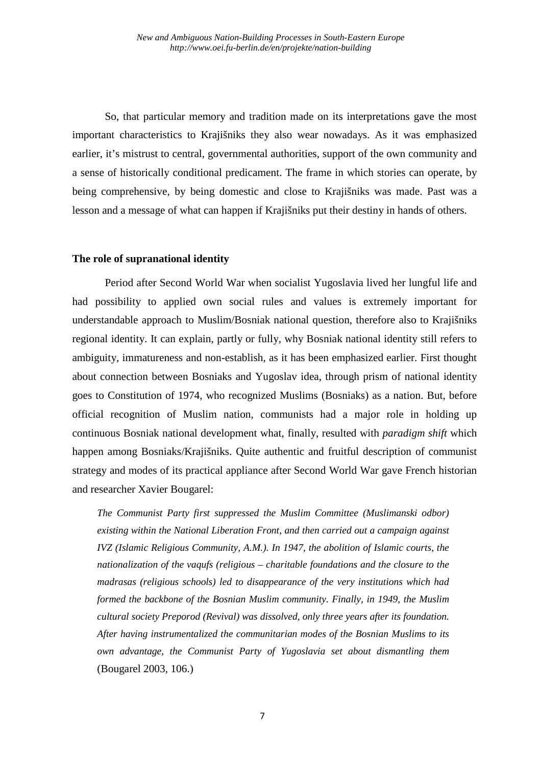So, that particular memory and tradition made on its interpretations gave the most important characteristics to Krajišniks they also wear nowadays. As it was emphasized earlier, it's mistrust to central, governmental authorities, support of the own community and a sense of historically conditional predicament. The frame in which stories can operate, by being comprehensive, by being domestic and close to Krajišniks was made. Past was a lesson and a message of what can happen if Krajišniks put their destiny in hands of others.

**The role of supranational identity**

Period after Second World War when socialist Yugoslavia lived her lungful life and had possibility to applied own social rules and values is extremely important for understandable approach to Muslim/Bosniak national question, therefore also to Krajišniks regional identity. It can explain, partly or fully, why Bosniak national identity still refers to ambiguity, immatureness and non-establish, as it has been emphasized earlier. First thought about connection between Bosniaks and Yugoslav idea, through prism of national identity goes to Constitution of 1974, who recognized Muslims (Bosniaks) as a nation. But, before official recognition of Muslim nation, communists had a major role in holding up continuous Bosniak national development what, finally, resulted with *paradigm shift* which happen among Bosniaks/Krajišniks. Quite authentic and fruitful description of communist strategy and modes of its practical appliance after Second World War gave French historian and researcher Xavier Bougarel:

> *The Communist Party first suppressed the Muslim Committee (Muslimanski odbor) existing within the National Liberation Front, and then carried out a campaign against IVZ (Islamic Religious Community, A.M.). In 1947, the abolition of Islamic courts, the nationalization of the vaqufs (religious – charitable foundations and the closure to the madrasas (religious schools) led to disappearance of the very institutions which had formed the backbone of the Bosnian Muslim community. Finally, in 1949, the Muslim cultural society Preporod (Revival) was dissolved, only three years after its foundation. After having instrumentalized the communitarian modes of the Bosnian Muslims to its own advantage, the Communist Party of Yugoslavia set about dismantling them* (Bougarel 2003, 106.)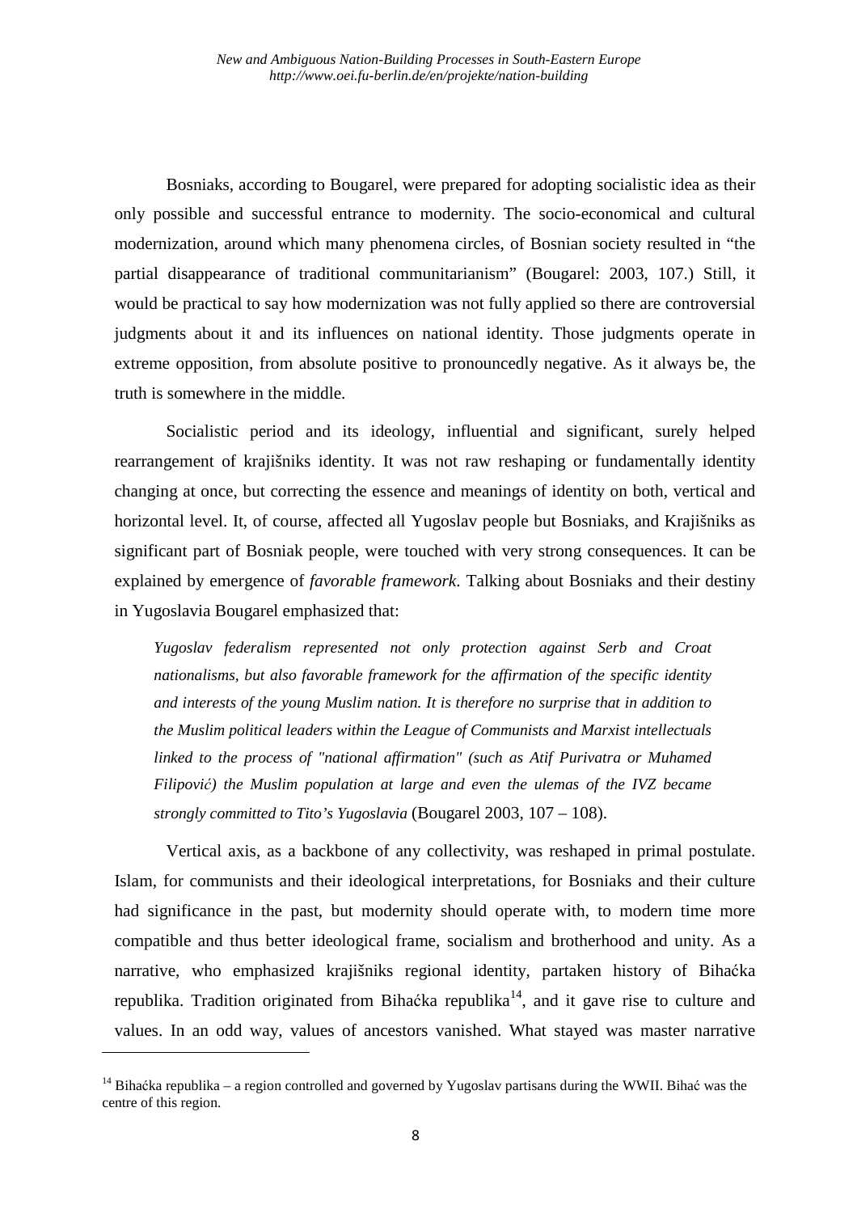Bosniaks, according to Bougarel, were prepared for adopting socialistic idea as their only possible and successful entrance to modernity. The socio-economical and cultural modernization, around which many phenomena circles, of Bosnian society resulted in "the partial disappearance of traditional communitarianism" (Bougarel: 2003, 107.) Still, it would be practical to say how modernization was not fully applied so there are controversial judgments about it and its influences on national identity. Those judgments operate in extreme opposition, from absolute positive to pronouncedly negative. As it always be, the truth is somewhere in the middle.

Socialistic period and its ideology, influential and significant, surely helped rearrangement of krajišniks identity. It was not raw reshaping or fundamentally identity changing at once, but correcting the essence and meanings of identity on both, vertical and horizontal level. It, of course, affected all Yugoslav people but Bosniaks, and Krajišniks as significant part of Bosniak people, were touched with very strong consequences. It can be explained by emergence of *favorable framework*. Talking about Bosniaks and their destiny in Yugoslavia Bougarel emphasized that:

> *Yugoslav federalism represented not only protection against Serb and Croat nationalisms, but also favorable framework for the affirmation of the specific identity and interests of the young Muslim nation. It is therefore no surprise that in addition to the Muslim political leaders within the League of Communists and Marxist intellectuals linked to the process of "national affirmation" (such as Atif Purivatra or Muhamed Filipović) the Muslim population at large and even the ulemas of the IVZ became strongly committed to Tito's Yugoslavia* (Bougarel 2003, 107 – 108).

Vertical axis, as a backbone of any collectivity, was reshaped in primal postulate. Islam, for communists and their ideological interpretations, for Bosniaks and their culture had significance in the past, but modernity should operate with, to modern time more compatible and thus better ideological frame, socialism and brotherhood and unity. As a narrative, who emphasized krajišniks regional identity, partaken history of Bihaćka republika. Tradition originated from Bihaćka republika[14], and it gave rise to culture and values. In an odd way, values of ancestors vanished. What stayed was master narrative

[14] Bihaćka republika – a region controlled and governed by Yugoslav partisans during the WWII. Bihać was the centre of this region.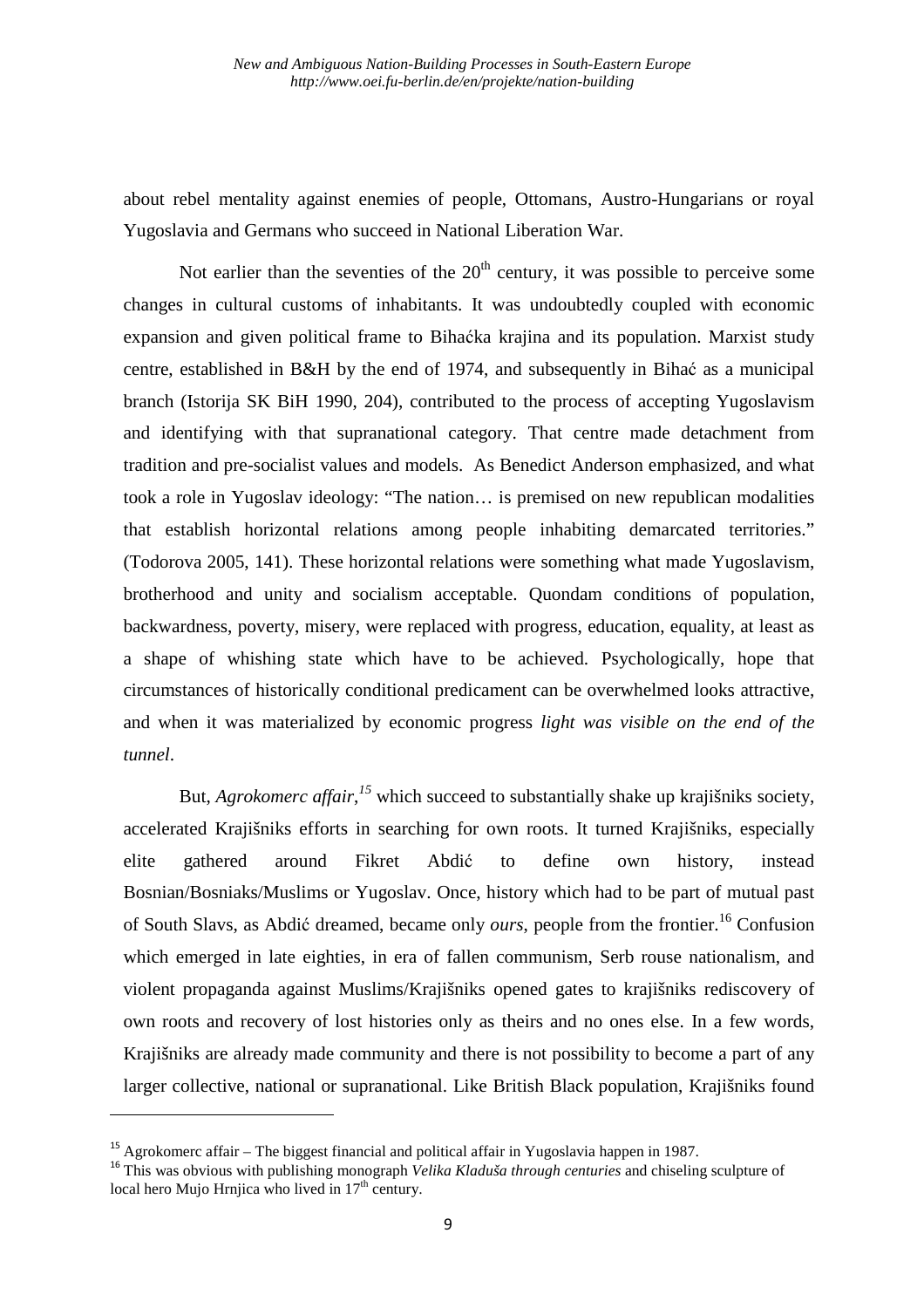about rebel mentality against enemies of people, Ottomans, Austro-Hungarians or royal Yugoslavia and Germans who succeed in National Liberation War.

Not earlier than the seventies of the 20th century, it was possible to perceive some changes in cultural customs of inhabitants. It was undoubtedly coupled with economic expansion and given political frame to Bihaćka krajina and its population. Marxist study centre, established in B&H by the end of 1974, and subsequently in Bihać as a municipal branch (Istorija SK BiH 1990, 204), contributed to the process of accepting Yugoslavism and identifying with that supranational category. That centre made detachment from tradition and pre-socialist values and models. As Benedict Anderson emphasized, and what took a role in Yugoslav ideology: "The nation… is premised on new republican modalities that establish horizontal relations among people inhabiting demarcated territories." (Todorova 2005, 141). These horizontal relations were something what made Yugoslavism, brotherhood and unity and socialism acceptable. Quondam conditions of population, backwardness, poverty, misery, were replaced with progress, education, equality, at least as a shape of whishing state which have to be achieved. Psychologically, hope that circumstances of historically conditional predicament can be overwhelmed looks attractive, and when it was materialized by economic progress *light was visible on the end of the tunnel*.

But, *Agrokomerc affair*,[15] which succeed to substantially shake up krajišniks society, accelerated Krajišniks efforts in searching for own roots. It turned Krajišniks, especially elite gathered around Fikret Abdić to define own history, instead Bosnian/Bosniaks/Muslims or Yugoslav. Once, history which had to be part of mutual past of South Slavs, as Abdić dreamed, became only *ours*, people from the frontier.[16] Confusion which emerged in late eighties, in era of fallen communism, Serb rouse nationalism, and violent propaganda against Muslims/Krajišniks opened gates to krajišniks rediscovery of own roots and recovery of lost histories only as theirs and no ones else. In a few words, Krajišniks are already made community and there is not possibility to become a part of any larger collective, national or supranational. Like British Black population, Krajišniks found

[15] Agrokomerc affair – The biggest financial and political affair in Yugoslavia happen in 1987.

[16] This was obvious with publishing monograph *Velika Kladuša through centuries* and chiseling sculpture of local hero Mujo Hrnjica who lived in 17th century.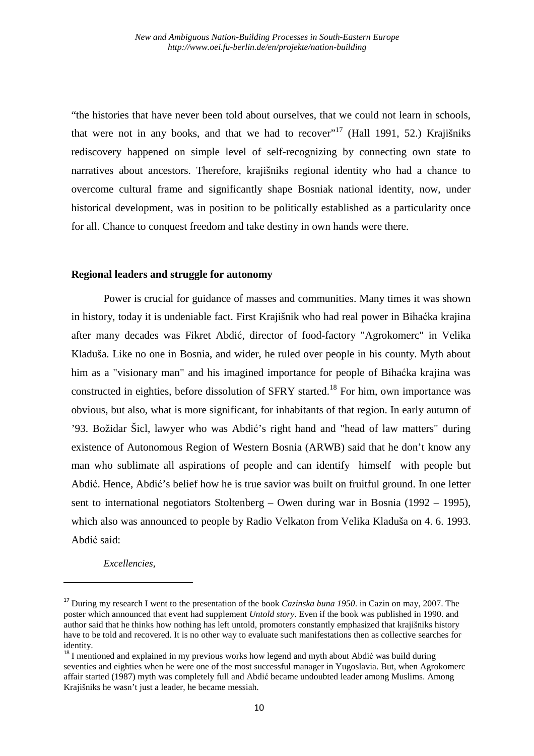"the histories that have never been told about ourselves, that we could not learn in schools, that were not in any books, and that we had to recover"[17] (Hall 1991, 52.) Krajišniks rediscovery happened on simple level of self-recognizing by connecting own state to narratives about ancestors. Therefore, krajišniks regional identity who had a chance to overcome cultural frame and significantly shape Bosniak national identity, now, under historical development, was in position to be politically established as a particularity once for all. Chance to conquest freedom and take destiny in own hands were there.

### Regional leaders and struggle for autonomy

Power is crucial for guidance of masses and communities. Many times it was shown in history, today it is undeniable fact. First Krajišnik who had real power in Bihaćka krajina after many decades was Fikret Abdić, director of food-factory "Agrokomerc" in Velika Kladuša. Like no one in Bosnia, and wider, he ruled over people in his county. Myth about him as a "visionary man" and his imagined importance for people of Bihaćka krajina was constructed in eighties, before dissolution of SFRY started.[18] For him, own importance was obvious, but also, what is more significant, for inhabitants of that region. In early autumn of '93. Božidar Šicl, lawyer who was Abdić's right hand and "head of law matters" during existence of Autonomous Region of Western Bosnia (ARWB) said that he don't know any man who sublimate all aspirations of people and can identify himself with people but Abdić. Hence, Abdić's belief how he is true savior was built on fruitful ground. In one letter sent to international negotiators Stoltenberg – Owen during war in Bosnia (1992 – 1995), which also was announced to people by Radio Velkaton from Velika Kladuša on 4. 6. 1993. Abdić said:

*Excellencies,*

---

[17] During my research I went to the presentation of the book *Cazinska buna 1950*. in Cazin on may, 2007. The poster which announced that event had supplement *Untold story*. Even if the book was published in 1990. and author said that he thinks how nothing has left untold, promoters constantly emphasized that krajišniks history have to be told and recovered. It is no other way to evaluate such manifestations then as collective searches for identity.

[18] I mentioned and explained in my previous works how legend and myth about Abdić was build during seventies and eighties when he were one of the most successful manager in Yugoslavia. But, when Agrokomerc affair started (1987) myth was completely full and Abdić became undoubted leader among Muslims. Among Krajišniks he wasn't just a leader, he became messiah.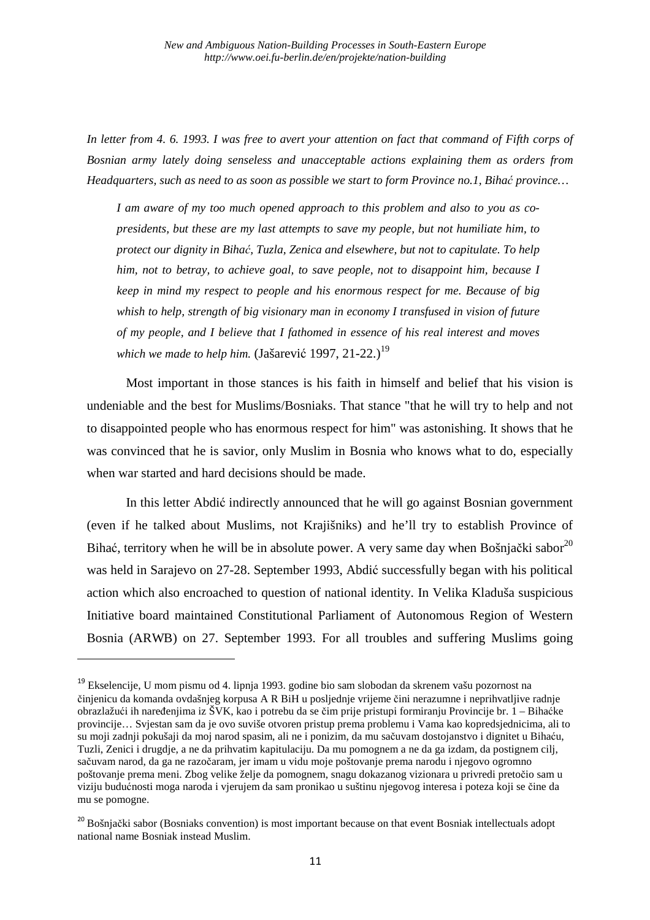*In letter from 4. 6. 1993. I was free to avert your attention on fact that command of Fifth corps of Bosnian army lately doing senseless and unacceptable actions explaining them as orders from Headquarters, such as need to as soon as possible we start to form Province no.1, Bihać province…*

> *I am aware of my too much opened approach to this problem and also to you as co-presidents, but these are my last attempts to save my people, but not humiliate him, to protect our dignity in Bihać, Tuzla, Zenica and elsewhere, but not to capitulate. To help him, not to betray, to achieve goal, to save people, not to disappoint him, because I keep in mind my respect to people and his enormous respect for me. Because of big whish to help, strength of big visionary man in economy I transfused in vision of future of my people, and I believe that I fathomed in essence of his real interest and moves which we made to help him.* (Jašarević 1997, 21-22.)[19]

Most important in those stances is his faith in himself and belief that his vision is undeniable and the best for Muslims/Bosniaks. That stance "that he will try to help and not to disappointed people who has enormous respect for him" was astonishing. It shows that he was convinced that he is savior, only Muslim in Bosnia who knows what to do, especially when war started and hard decisions should be made.

In this letter Abdić indirectly announced that he will go against Bosnian government (even if he talked about Muslims, not Krajišniks) and he'll try to establish Province of Bihać, territory when he will be in absolute power. A very same day when Bošnjački sabor[20] was held in Sarajevo on 27-28. September 1993, Abdić successfully began with his political action which also encroached to question of national identity. In Velika Kladuša suspicious Initiative board maintained Constitutional Parliament of Autonomous Region of Western Bosnia (ARWB) on 27. September 1993. For all troubles and suffering Muslims going

---

[19] Ekselencije, U mom pismu od 4. lipnja 1993. godine bio sam slobodan da skrenem vašu pozornost na činjenicu da komanda ovdašnjeg korpusa A R BiH u posljednje vrijeme čini nerazumne i neprihvatljive radnje obrazlažući ih naređenjima iz ŠVK, kao i potrebu da se čim prije pristupi formiranju Provincije br. 1 – Bihaćke provincije… Svjestan sam da je ovo suviše otvoren pristup prema problemu i Vama kao kopredsjednicima, ali to su moji zadnji pokušaji da moj narod spasim, ali ne i ponizim, da mu sačuvam dostojanstvo i dignitet u Bihaću, Tuzli, Zenici i drugdje, a ne da prihvatim kapitulaciju. Da mu pomognem a ne da ga izdam, da postignem cilj, sačuvam narod, da ga ne razočaram, jer imam u vidu moje poštovanje prema narodu i njegovo ogromno poštovanje prema meni. Zbog velike želje da pomognem, snagu dokazanog vizionara u privredi pretočio sam u viziju budućnosti moga naroda i vjerujem da sam pronikao u suštinu njegovog interesa i poteza koji se čine da mu se pomogne.

[20] Bošnjački sabor (Bosniaks convention) is most important because on that event Bosniak intellectuals adopt national name Bosniak instead Muslim.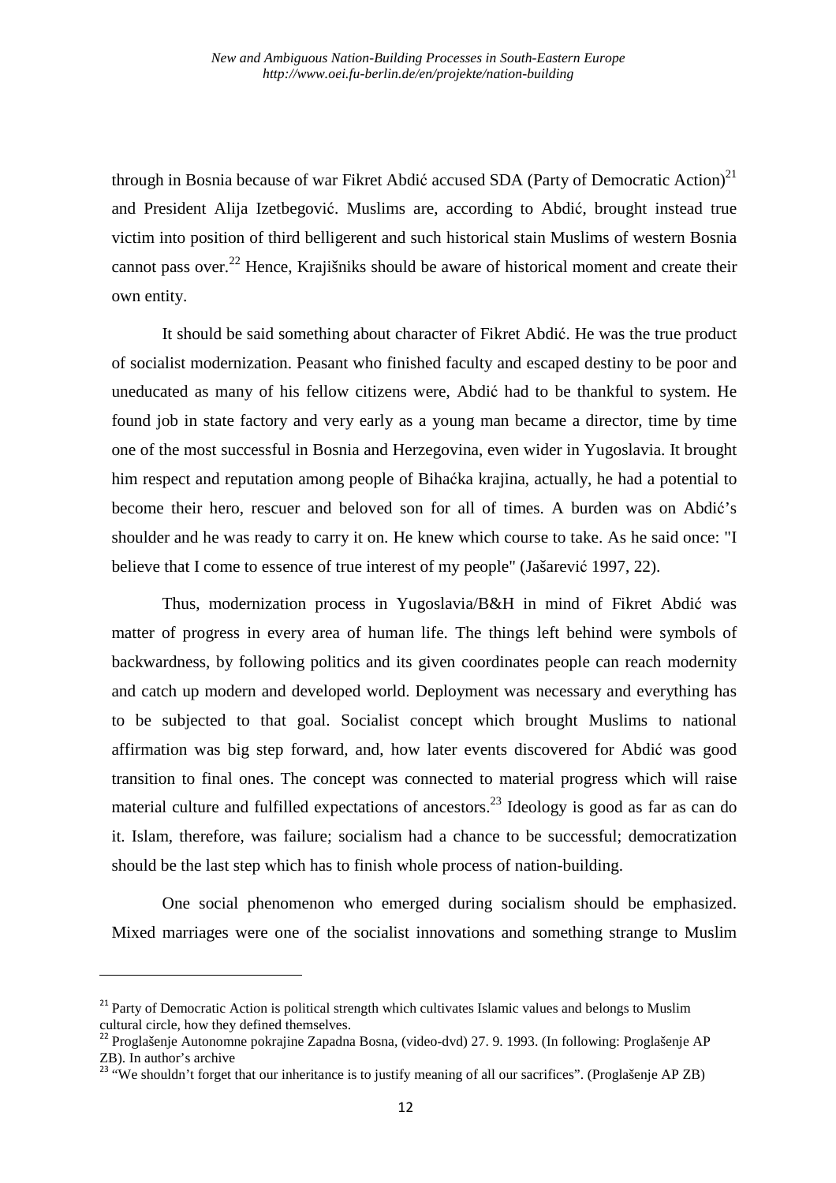through in Bosnia because of war Fikret Abdić accused SDA (Party of Democratic Action)[21] and President Alija Izetbegović. Muslims are, according to Abdić, brought instead true victim into position of third belligerent and such historical stain Muslims of western Bosnia cannot pass over.[22] Hence, Krajišniks should be aware of historical moment and create their own entity.

It should be said something about character of Fikret Abdić. He was the true product of socialist modernization. Peasant who finished faculty and escaped destiny to be poor and uneducated as many of his fellow citizens were, Abdić had to be thankful to system. He found job in state factory and very early as a young man became a director, time by time one of the most successful in Bosnia and Herzegovina, even wider in Yugoslavia. It brought him respect and reputation among people of Bihaćka krajina, actually, he had a potential to become their hero, rescuer and beloved son for all of times. A burden was on Abdić's shoulder and he was ready to carry it on. He knew which course to take. As he said once: "I believe that I come to essence of true interest of my people" (Jašarević 1997, 22).

Thus, modernization process in Yugoslavia/B&H in mind of Fikret Abdić was matter of progress in every area of human life. The things left behind were symbols of backwardness, by following politics and its given coordinates people can reach modernity and catch up modern and developed world. Deployment was necessary and everything has to be subjected to that goal. Socialist concept which brought Muslims to national affirmation was big step forward, and, how later events discovered for Abdić was good transition to final ones. The concept was connected to material progress which will raise material culture and fulfilled expectations of ancestors.[23] Ideology is good as far as can do it. Islam, therefore, was failure; socialism had a chance to be successful; democratization should be the last step which has to finish whole process of nation-building.

One social phenomenon who emerged during socialism should be emphasized. Mixed marriages were one of the socialist innovations and something strange to Muslim

---

[21] Party of Democratic Action is political strength which cultivates Islamic values and belongs to Muslim cultural circle, how they defined themselves.

[22] Proglašenje Autonomne pokrajine Zapadna Bosna, (video-dvd) 27. 9. 1993. (In following: Proglašenje AP ZB). In author's archive

[23] "We shouldn't forget that our inheritance is to justify meaning of all our sacrifices". (Proglašenje AP ZB)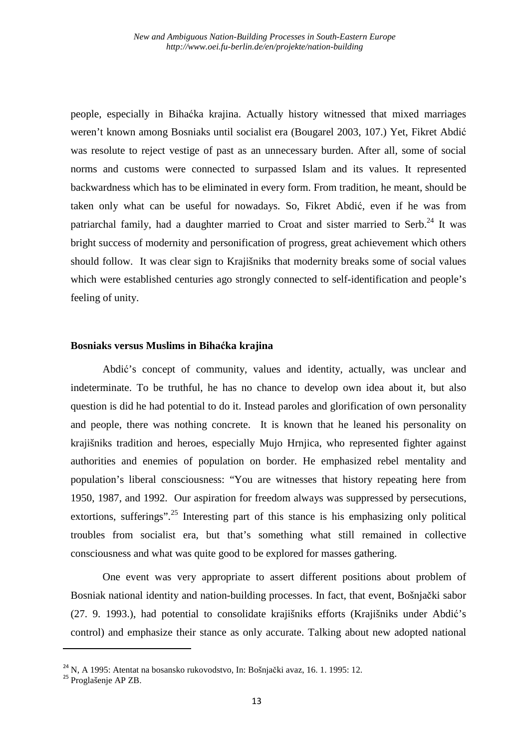people, especially in Bihaćka krajina. Actually history witnessed that mixed marriages weren't known among Bosniaks until socialist era (Bougarel 2003, 107.) Yet, Fikret Abdić was resolute to reject vestige of past as an unnecessary burden. After all, some of social norms and customs were connected to surpassed Islam and its values. It represented backwardness which has to be eliminated in every form. From tradition, he meant, should be taken only what can be useful for nowadays. So, Fikret Abdić, even if he was from patriarchal family, had a daughter married to Croat and sister married to Serb.[24] It was bright success of modernity and personification of progress, great achievement which others should follow. It was clear sign to Krajišniks that modernity breaks some of social values which were established centuries ago strongly connected to self-identification and people's feeling of unity.

### Bosniaks versus Muslims in Bihaćka krajina

Abdić's concept of community, values and identity, actually, was unclear and indeterminate. To be truthful, he has no chance to develop own idea about it, but also question is did he had potential to do it. Instead paroles and glorification of own personality and people, there was nothing concrete. It is known that he leaned his personality on krajišniks tradition and heroes, especially Mujo Hrnjica, who represented fighter against authorities and enemies of population on border. He emphasized rebel mentality and population's liberal consciousness: "You are witnesses that history repeating here from 1950, 1987, and 1992. Our aspiration for freedom always was suppressed by persecutions, extortions, sufferings".[25] Interesting part of this stance is his emphasizing only political troubles from socialist era, but that's something what still remained in collective consciousness and what was quite good to be explored for masses gathering.

One event was very appropriate to assert different positions about problem of Bosniak national identity and nation-building processes. In fact, that event, Bošnjački sabor (27. 9. 1993.), had potential to consolidate krajišniks efforts (Krajišniks under Abdić's control) and emphasize their stance as only accurate. Talking about new adopted national

[24] N, A 1995: Atentat na bosansko rukovodstvo, In: Bošnjački avaz, 16. 1. 1995: 12.

[25] Proglašenje AP ZB.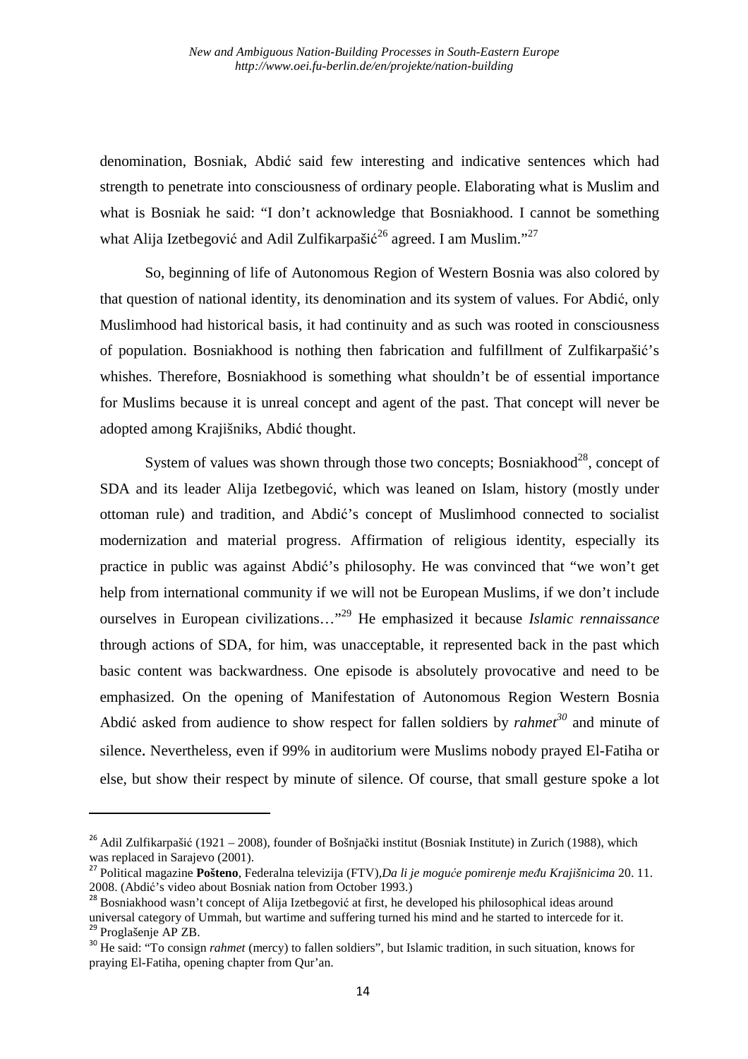denomination, Bosniak, Abdić said few interesting and indicative sentences which had strength to penetrate into consciousness of ordinary people. Elaborating what is Muslim and what is Bosniak he said: "I don't acknowledge that Bosniakhood. I cannot be something what Alija Izetbegović and Adil Zulfikarpašić[26] agreed. I am Muslim."[27]

So, beginning of life of Autonomous Region of Western Bosnia was also colored by that question of national identity, its denomination and its system of values. For Abdić, only Muslimhood had historical basis, it had continuity and as such was rooted in consciousness of population. Bosniakhood is nothing then fabrication and fulfillment of Zulfikarpašić's whishes. Therefore, Bosniakhood is something what shouldn't be of essential importance for Muslims because it is unreal concept and agent of the past. That concept will never be adopted among Krajišniks, Abdić thought.

System of values was shown through those two concepts; Bosniakhood[28], concept of SDA and its leader Alija Izetbegović, which was leaned on Islam, history (mostly under ottoman rule) and tradition, and Abdić's concept of Muslimhood connected to socialist modernization and material progress. Affirmation of religious identity, especially its practice in public was against Abdić's philosophy. He was convinced that "we won't get help from international community if we will not be European Muslims, if we don't include ourselves in European civilizations…"[29] He emphasized it because *Islamic rennaissance* through actions of SDA, for him, was unacceptable, it represented back in the past which basic content was backwardness. One episode is absolutely provocative and need to be emphasized. On the opening of Manifestation of Autonomous Region Western Bosnia Abdić asked from audience to show respect for fallen soldiers by *rahmet*[30] and minute of silence. Nevertheless, even if 99% in auditorium were Muslims nobody prayed El-Fatiha or else, but show their respect by minute of silence. Of course, that small gesture spoke a lot

---

[26] Adil Zulfikarpašić (1921 – 2008), founder of Bošnjački institut (Bosniak Institute) in Zurich (1988), which was replaced in Sarajevo (2001).

[27] Political magazine **Pošteno**, Federalna televizija (FTV),*Da li je moguće pomirenje među Krajišnicima* 20. 11. 2008. (Abdić's video about Bosniak nation from October 1993.)

[28] Bosniakhood wasn't concept of Alija Izetbegović at first, he developed his philosophical ideas around universal category of Ummah, but wartime and suffering turned his mind and he started to intercede for it.

[29] Proglašenje AP ZB.

[30] He said: "To consign *rahmet* (mercy) to fallen soldiers", but Islamic tradition, in such situation, knows for praying El-Fatiha, opening chapter from Qur'an.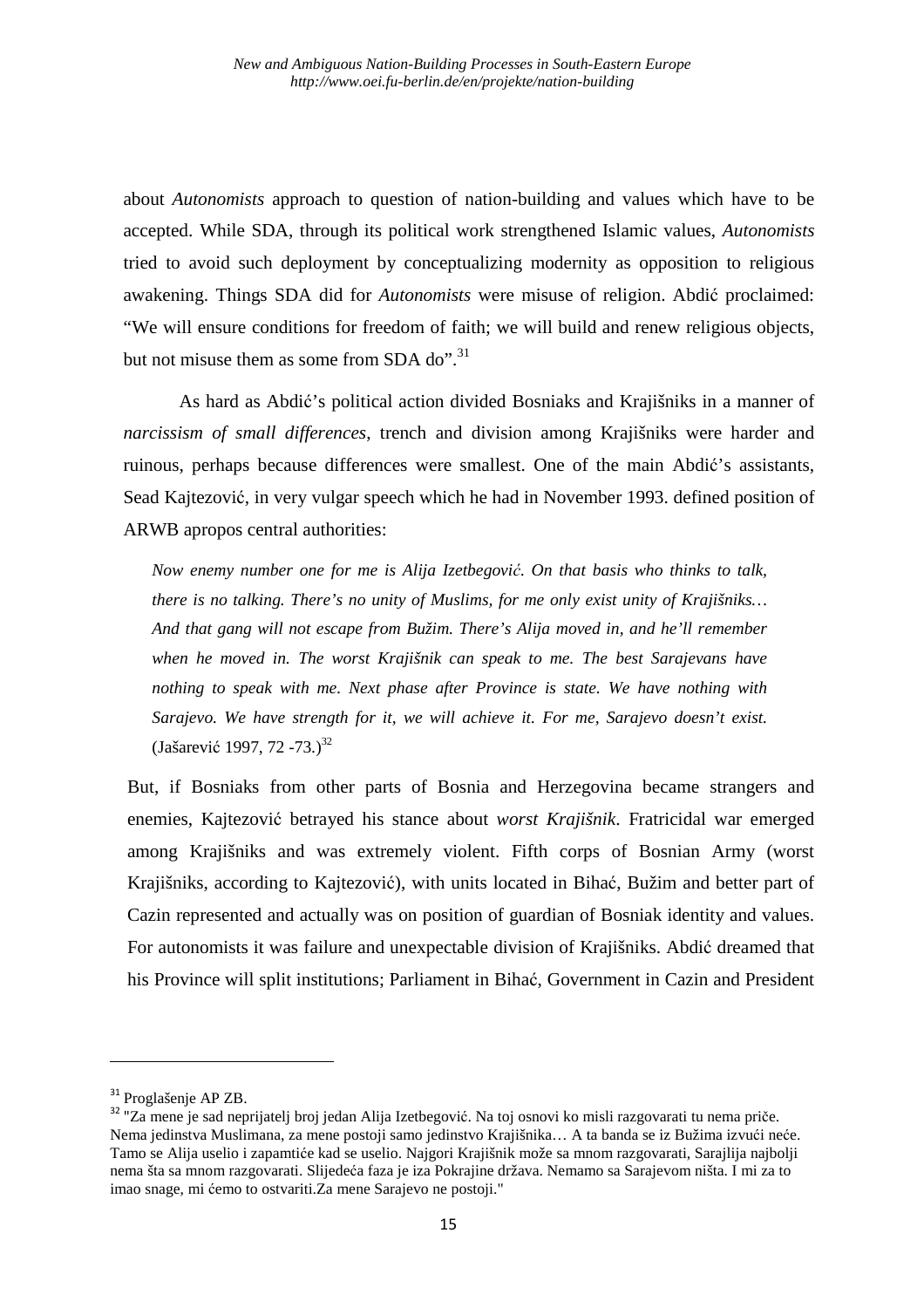about *Autonomists* approach to question of nation-building and values which have to be accepted. While SDA, through its political work strengthened Islamic values, *Autonomists* tried to avoid such deployment by conceptualizing modernity as opposition to religious awakening. Things SDA did for *Autonomists* were misuse of religion. Abdić proclaimed: "We will ensure conditions for freedom of faith; we will build and renew religious objects, but not misuse them as some from SDA do".[31]

As hard as Abdić's political action divided Bosniaks and Krajišniks in a manner of *narcissism of small differences*, trench and division among Krajišniks were harder and ruinous, perhaps because differences were smallest. One of the main Abdić's assistants, Sead Kajtezović, in very vulgar speech which he had in November 1993. defined position of ARWB apropos central authorities:

> *Now enemy number one for me is Alija Izetbegović. On that basis who thinks to talk, there is no talking. There's no unity of Muslims, for me only exist unity of Krajišniks… And that gang will not escape from Bužim. There's Alija moved in, and he'll remember when he moved in. The worst Krajišnik can speak to me. The best Sarajevans have nothing to speak with me. Next phase after Province is state. We have nothing with Sarajevo. We have strength for it, we will achieve it. For me, Sarajevo doesn't exist.* (Jašarević 1997, 72 -73.)[32]

But, if Bosniaks from other parts of Bosnia and Herzegovina became strangers and enemies, Kajtezović betrayed his stance about *worst Krajišnik*. Fratricidal war emerged among Krajišniks and was extremely violent. Fifth corps of Bosnian Army (worst Krajišniks, according to Kajtezović), with units located in Bihać, Bužim and better part of Cazin represented and actually was on position of guardian of Bosniak identity and values. For autonomists it was failure and unexpectable division of Krajišniks. Abdić dreamed that his Province will split institutions; Parliament in Bihać, Government in Cazin and President

---

[31] Proglašenje AP ZB.

[32] "Za mene je sad neprijatelj broj jedan Alija Izetbegović. Na toj osnovi ko misli razgovarati tu nema priče. Nema jedinstva Muslimana, za mene postoji samo jedinstvo Krajišnika… A ta banda se iz Bužima izvući neće. Tamo se Alija uselio i zapamtiće kad se uselio. Najgori Krajišnik može sa mnom razgovarati, Sarajlija najbolji nema šta sa mnom razgovarati. Slijedeća faza je iza Pokrajine država. Nemamo sa Sarajevom ništa. I mi za to imao snage, mi ćemo to ostvariti.Za mene Sarajevo ne postoji."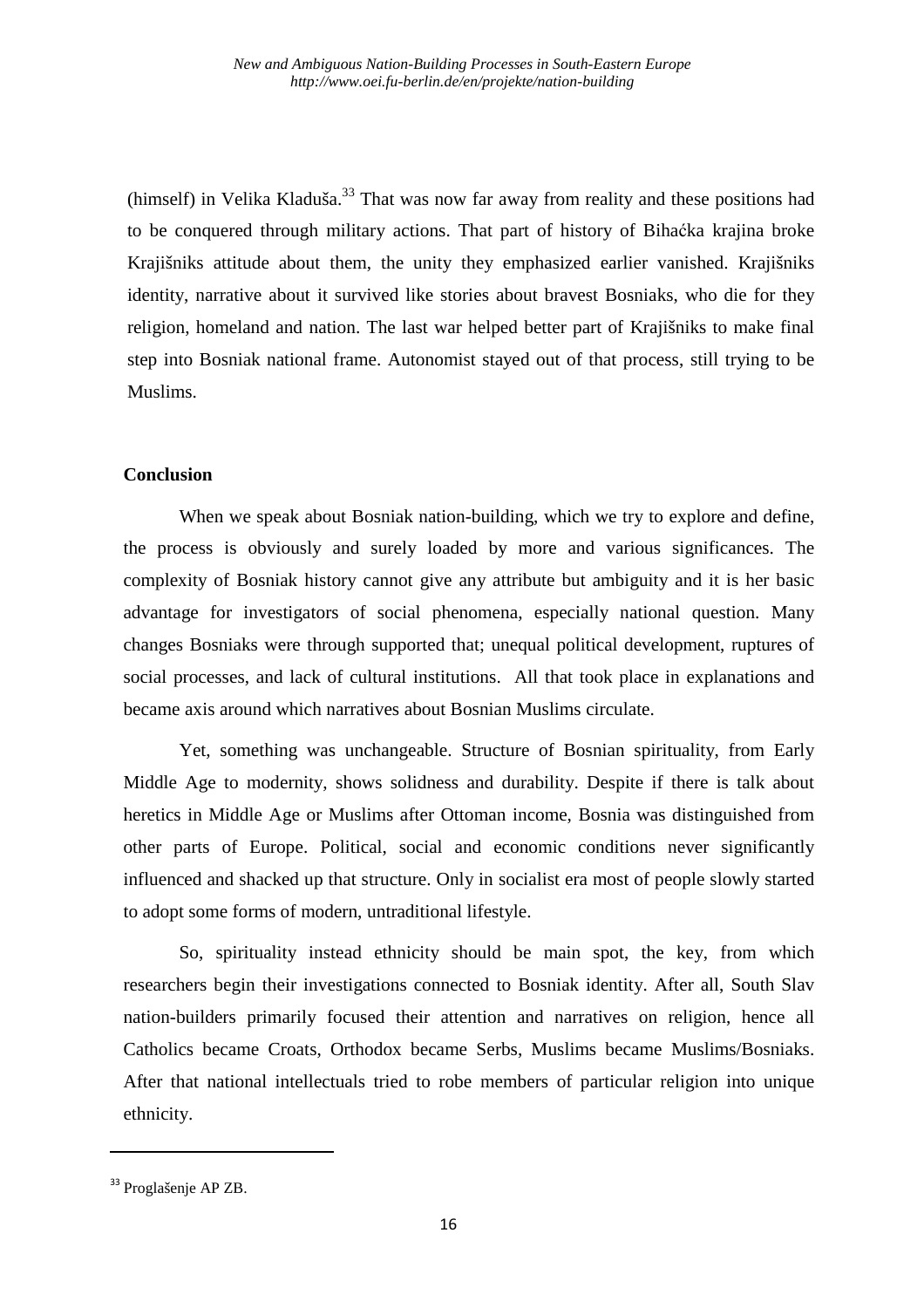(himself) in Velika Kladuša.[33] That was now far away from reality and these positions had to be conquered through military actions. That part of history of Bihaćka krajina broke Krajišniks attitude about them, the unity they emphasized earlier vanished. Krajišniks identity, narrative about it survived like stories about bravest Bosniaks, who die for they religion, homeland and nation. The last war helped better part of Krajišniks to make final step into Bosniak national frame. Autonomist stayed out of that process, still trying to be Muslims.

## Conclusion

When we speak about Bosniak nation-building, which we try to explore and define, the process is obviously and surely loaded by more and various significances. The complexity of Bosniak history cannot give any attribute but ambiguity and it is her basic advantage for investigators of social phenomena, especially national question. Many changes Bosniaks were through supported that; unequal political development, ruptures of social processes, and lack of cultural institutions. All that took place in explanations and became axis around which narratives about Bosnian Muslims circulate.

Yet, something was unchangeable. Structure of Bosnian spirituality, from Early Middle Age to modernity, shows solidness and durability. Despite if there is talk about heretics in Middle Age or Muslims after Ottoman income, Bosnia was distinguished from other parts of Europe. Political, social and economic conditions never significantly influenced and shacked up that structure. Only in socialist era most of people slowly started to adopt some forms of modern, untraditional lifestyle.

So, spirituality instead ethnicity should be main spot, the key, from which researchers begin their investigations connected to Bosniak identity. After all, South Slav nation-builders primarily focused their attention and narratives on religion, hence all Catholics became Croats, Orthodox became Serbs, Muslims became Muslims/Bosniaks. After that national intellectuals tried to robe members of particular religion into unique ethnicity.

---

[33] Proglašenje AP ZB.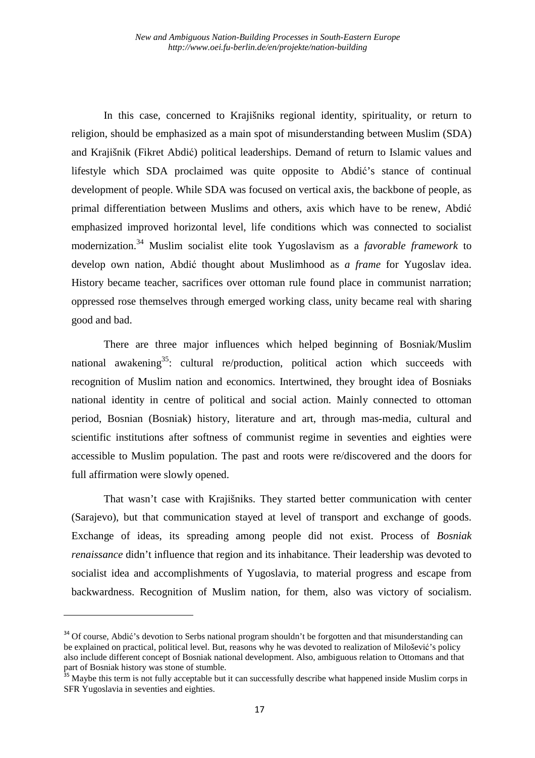In this case, concerned to Krajišniks regional identity, spirituality, or return to religion, should be emphasized as a main spot of misunderstanding between Muslim (SDA) and Krajišnik (Fikret Abdić) political leaderships. Demand of return to Islamic values and lifestyle which SDA proclaimed was quite opposite to Abdić's stance of continual development of people. While SDA was focused on vertical axis, the backbone of people, as primal differentiation between Muslims and others, axis which have to be renew, Abdić emphasized improved horizontal level, life conditions which was connected to socialist modernization.[34] Muslim socialist elite took Yugoslavism as a *favorable framework* to develop own nation, Abdić thought about Muslimhood as *a frame* for Yugoslav idea. History became teacher, sacrifices over ottoman rule found place in communist narration; oppressed rose themselves through emerged working class, unity became real with sharing good and bad.

There are three major influences which helped beginning of Bosniak/Muslim national awakening[35]: cultural re/production, political action which succeeds with recognition of Muslim nation and economics. Intertwined, they brought idea of Bosniaks national identity in centre of political and social action. Mainly connected to ottoman period, Bosnian (Bosniak) history, literature and art, through mas-media, cultural and scientific institutions after softness of communist regime in seventies and eighties were accessible to Muslim population. The past and roots were re/discovered and the doors for full affirmation were slowly opened.

That wasn't case with Krajišniks. They started better communication with center (Sarajevo), but that communication stayed at level of transport and exchange of goods. Exchange of ideas, its spreading among people did not exist. Process of *Bosniak renaissance* didn't influence that region and its inhabitance. Their leadership was devoted to socialist idea and accomplishments of Yugoslavia, to material progress and escape from backwardness. Recognition of Muslim nation, for them, also was victory of socialism.

---

[34] Of course, Abdić's devotion to Serbs national program shouldn't be forgotten and that misunderstanding can be explained on practical, political level. But, reasons why he was devoted to realization of Milošević's policy also include different concept of Bosniak national development. Also, ambiguous relation to Ottomans and that part of Bosniak history was stone of stumble.

[35] Maybe this term is not fully acceptable but it can successfully describe what happened inside Muslim corps in SFR Yugoslavia in seventies and eighties.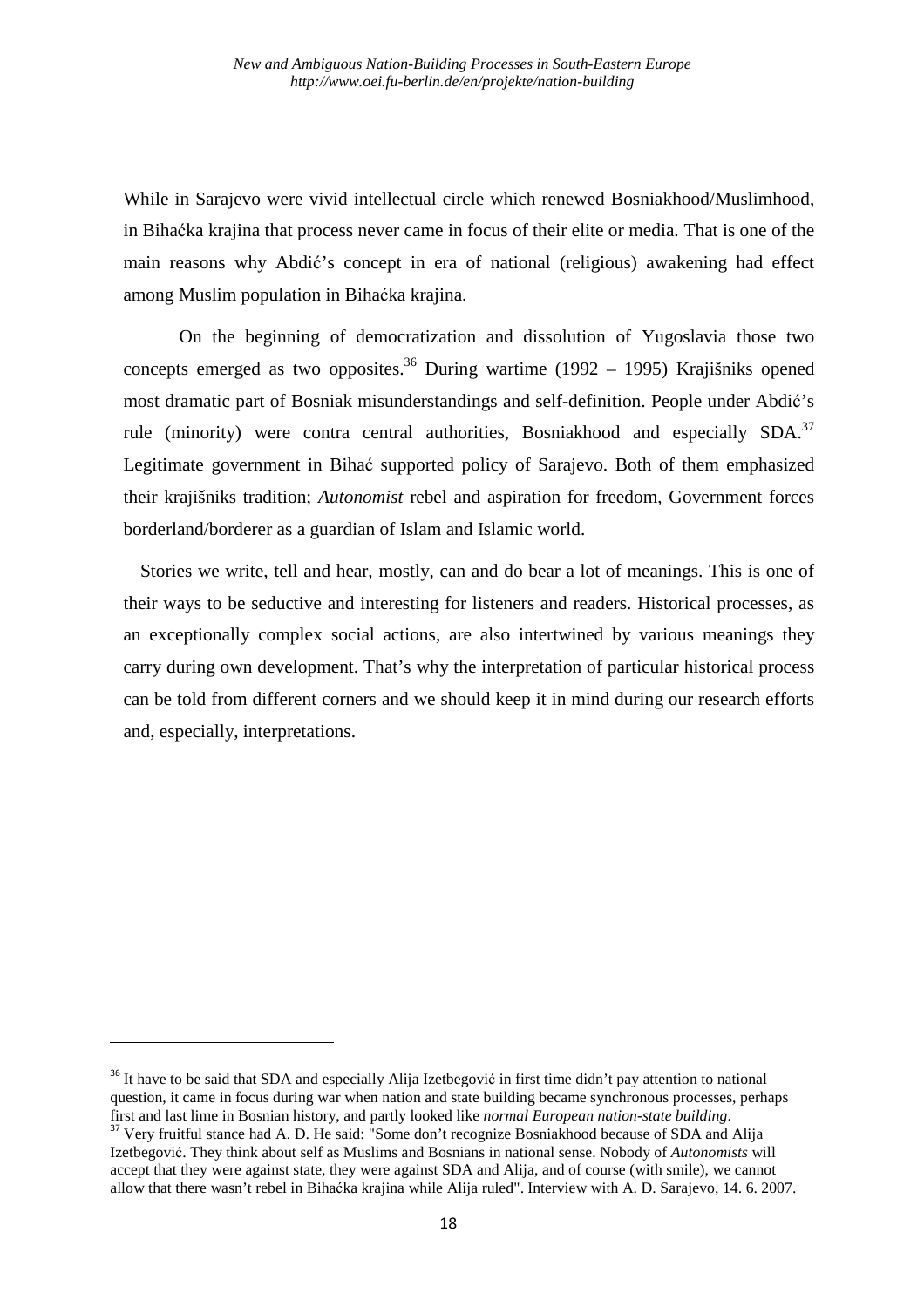While in Sarajevo were vivid intellectual circle which renewed Bosniakhood/Muslimhood, in Bihaćka krajina that process never came in focus of their elite or media. That is one of the main reasons why Abdić's concept in era of national (religious) awakening had effect among Muslim population in Bihaćka krajina.

On the beginning of democratization and dissolution of Yugoslavia those two concepts emerged as two opposites.[36] During wartime (1992 – 1995) Krajišniks opened most dramatic part of Bosniak misunderstandings and self-definition. People under Abdić's rule (minority) were contra central authorities, Bosniakhood and especially SDA.[37] Legitimate government in Bihać supported policy of Sarajevo. Both of them emphasized their krajišniks tradition; *Autonomist* rebel and aspiration for freedom, Government forces borderland/borderer as a guardian of Islam and Islamic world.

Stories we write, tell and hear, mostly, can and do bear a lot of meanings. This is one of their ways to be seductive and interesting for listeners and readers. Historical processes, as an exceptionally complex social actions, are also intertwined by various meanings they carry during own development. That's why the interpretation of particular historical process can be told from different corners and we should keep it in mind during our research efforts and, especially, interpretations.

---

[36] It have to be said that SDA and especially Alija Izetbegović in first time didn't pay attention to national question, it came in focus during war when nation and state building became synchronous processes, perhaps first and last lime in Bosnian history, and partly looked like *normal European nation-state building*.

[37] Very fruitful stance had A. D. He said: "Some don't recognize Bosniakhood because of SDA and Alija Izetbegović. They think about self as Muslims and Bosnians in national sense. Nobody of *Autonomists* will accept that they were against state, they were against SDA and Alija, and of course (with smile), we cannot allow that there wasn't rebel in Bihaćka krajina while Alija ruled". Interview with A. D. Sarajevo, 14. 6. 2007.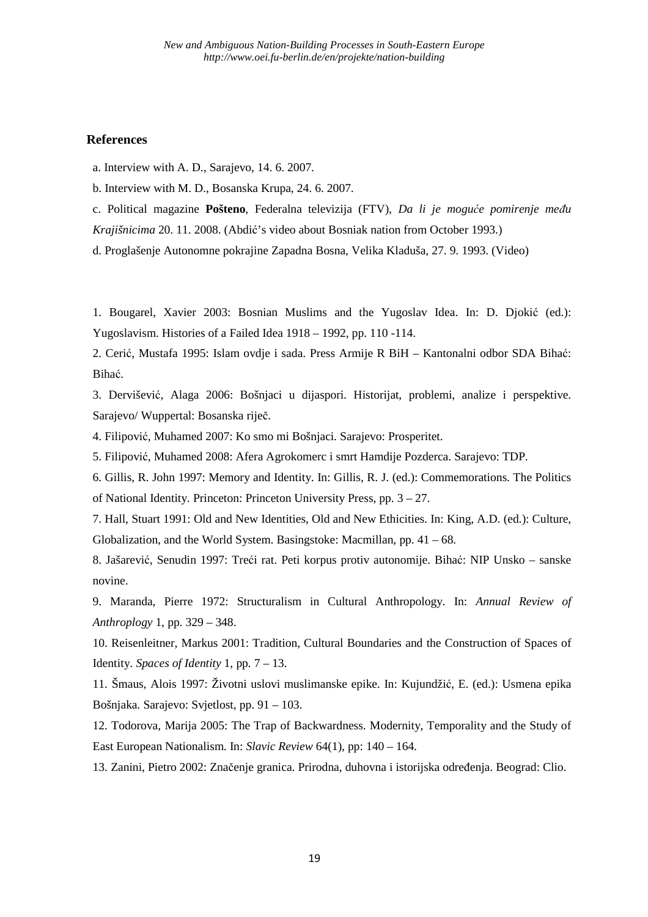## References

a. Interview with A. D., Sarajevo, 14. 6. 2007.

b. Interview with M. D., Bosanska Krupa, 24. 6. 2007.

c. Political magazine **Pošteno**, Federalna televizija (FTV), *Da li je moguće pomirenje među Krajišnicima* 20. 11. 2008. (Abdić's video about Bosniak nation from October 1993.)

d. Proglašenje Autonomne pokrajine Zapadna Bosna, Velika Kladuša, 27. 9. 1993. (Video)

1. Bougarel, Xavier 2003: Bosnian Muslims and the Yugoslav Idea. In: D. Djokić (ed.): Yugoslavism. Histories of a Failed Idea 1918 – 1992, pp. 110 -114.

2. Cerić, Mustafa 1995: Islam ovdje i sada. Press Armije R BiH – Kantonalni odbor SDA Bihać: Bihać.

3. Dervišević, Alaga 2006: Bošnjaci u dijaspori. Historijat, problemi, analize i perspektive. Sarajevo/ Wuppertal: Bosanska riječ.

4. Filipović, Muhamed 2007: Ko smo mi Bošnjaci. Sarajevo: Prosperitet.

5. Filipović, Muhamed 2008: Afera Agrokomerc i smrt Hamdije Pozderca. Sarajevo: TDP.

6. Gillis, R. John 1997: Memory and Identity. In: Gillis, R. J. (ed.): Commemorations. The Politics of National Identity. Princeton: Princeton University Press, pp. 3 – 27.

7. Hall, Stuart 1991: Old and New Identities, Old and New Ethicities. In: King, A.D. (ed.): Culture, Globalization, and the World System. Basingstoke: Macmillan, pp. 41 – 68.

8. Jašarević, Senudin 1997: Treći rat. Peti korpus protiv autonomije. Bihać: NIP Unsko – sanske novine.

9. Maranda, Pierre 1972: Structuralism in Cultural Anthropology. In: *Annual Review of Anthroplogy* 1, pp. 329 – 348.

10. Reisenleitner, Markus 2001: Tradition, Cultural Boundaries and the Construction of Spaces of Identity. *Spaces of Identity* 1, pp. 7 – 13.

11. Šmaus, Alois 1997: Životni uslovi muslimanske epike. In: Kujundžić, E. (ed.): Usmena epika Bošnjaka. Sarajevo: Svjetlost, pp. 91 – 103.

12. Todorova, Marija 2005: The Trap of Backwardness. Modernity, Temporality and the Study of East European Nationalism. In: *Slavic Review* 64(1), pp: 140 – 164.

13. Zanini, Pietro 2002: Značenje granica. Prirodna, duhovna i istorijska određenja. Beograd: Clio.